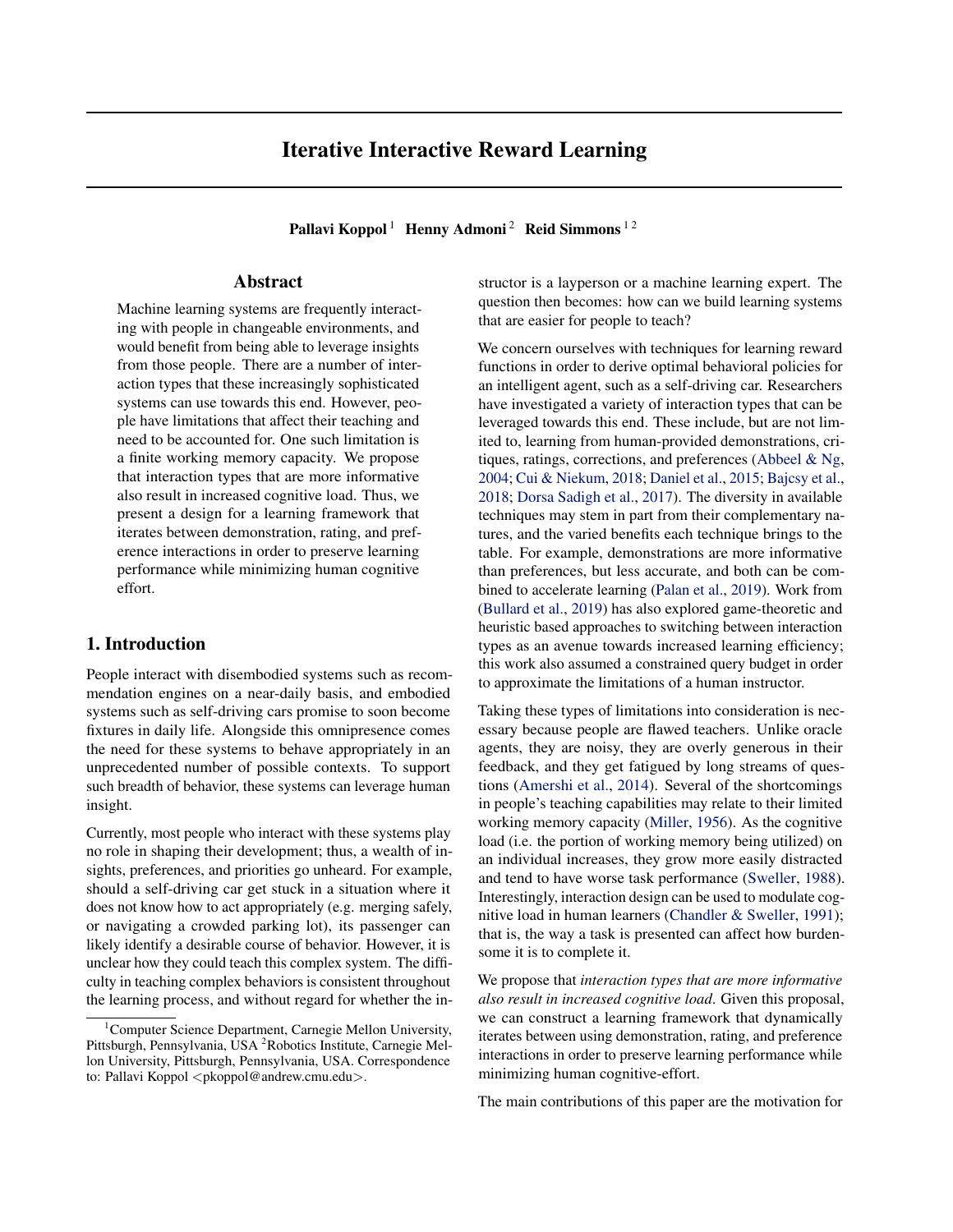# Iterative Interactive Reward Learning

**Pallavi Koppol** [1] **Henny Admoni** [2] **Reid Simmons** [1 2]

## Abstract

Machine learning systems are frequently interacting with people in changeable environments, and would benefit from being able to leverage insights from those people. There are a number of interaction types that these increasingly sophisticated systems can use towards this end. However, people have limitations that affect their teaching and need to be accounted for. One such limitation is a finite working memory capacity. We propose that interaction types that are more informative also result in increased cognitive load. Thus, we present a design for a learning framework that iterates between demonstration, rating, and preference interactions in order to preserve learning performance while minimizing human cognitive effort.

## 1. Introduction

People interact with disembodied systems such as recommendation engines on a near-daily basis, and embodied systems such as self-driving cars promise to soon become fixtures in daily life. Alongside this omnipresence comes the need for these systems to behave appropriately in an unprecedented number of possible contexts. To support such breadth of behavior, these systems can leverage human insight.

Currently, most people who interact with these systems play no role in shaping their development; thus, a wealth of insights, preferences, and priorities go unheard. For example, should a self-driving car get stuck in a situation where it does not know how to act appropriately (e.g. merging safely, or navigating a crowded parking lot), its passenger can likely identify a desirable course of behavior. However, it is unclear how they could teach this complex system. The difficulty in teaching complex behaviors is consistent throughout the learning process, and without regard for whether the instructor is a layperson or a machine learning expert. The question then becomes: how can we build learning systems that are easier for people to teach?

We concern ourselves with techniques for learning reward functions in order to derive optimal behavioral policies for an intelligent agent, such as a self-driving car. Researchers have investigated a variety of interaction types that can be leveraged towards this end. These include, but are not limited to, learning from human-provided demonstrations, critiques, ratings, corrections, and preferences (Abbeel & Ng, 2004; Cui & Niekum, 2018; Daniel et al., 2015; Bajcsy et al., 2018; Dorsa Sadigh et al., 2017). The diversity in available techniques may stem in part from their complementary natures, and the varied benefits each technique brings to the table. For example, demonstrations are more informative than preferences, but less accurate, and both can be combined to accelerate learning (Palan et al., 2019). Work from (Bullard et al., 2019) has also explored game-theoretic and heuristic based approaches to switching between interaction types as an avenue towards increased learning efficiency; this work also assumed a constrained query budget in order to approximate the limitations of a human instructor.

Taking these types of limitations into consideration is necessary because people are flawed teachers. Unlike oracle agents, they are noisy, they are overly generous in their feedback, and they get fatigued by long streams of questions (Amershi et al., 2014). Several of the shortcomings in people's teaching capabilities may relate to their limited working memory capacity (Miller, 1956). As the cognitive load (i.e. the portion of working memory being utilized) on an individual increases, they grow more easily distracted and tend to have worse task performance (Sweller, 1988). Interestingly, interaction design can be used to modulate cognitive load in human learners (Chandler & Sweller, 1991); that is, the way a task is presented can affect how burdensome it is to complete it.

We propose that *interaction types that are more informative also result in increased cognitive load*. Given this proposal, we can construct a learning framework that dynamically iterates between using demonstration, rating, and preference interactions in order to preserve learning performance while minimizing human cognitive-effort.

The main contributions of this paper are the motivation for

[1] Computer Science Department, Carnegie Mellon University, Pittsburgh, Pennsylvania, USA [2] Robotics Institute, Carnegie Mellon University, Pittsburgh, Pennsylvania, USA. Correspondence to: Pallavi Koppol <pkoppol@andrew.cmu.edu>.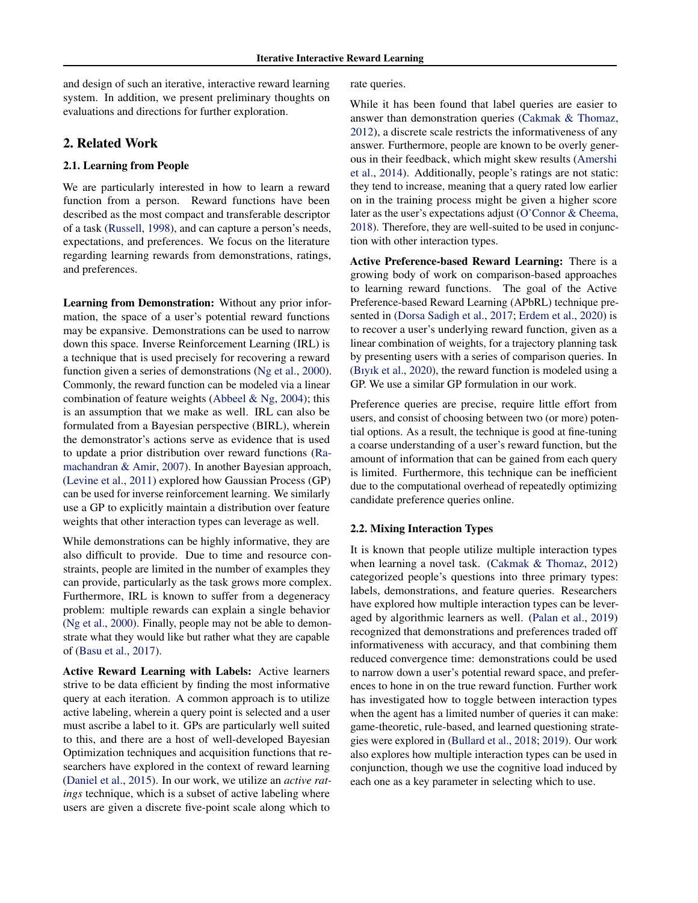and design of such an iterative, interactive reward learning system. In addition, we present preliminary thoughts on evaluations and directions for further exploration.

## 2. Related Work

### 2.1. Learning from People

We are particularly interested in how to learn a reward function from a person. Reward functions have been described as the most compact and transferable descriptor of a task (Russell, 1998), and can capture a person's needs, expectations, and preferences. We focus on the literature regarding learning rewards from demonstrations, ratings, and preferences.

**Learning from Demonstration:** Without any prior information, the space of a user's potential reward functions may be expansive. Demonstrations can be used to narrow down this space. Inverse Reinforcement Learning (IRL) is a technique that is used precisely for recovering a reward function given a series of demonstrations (Ng et al., 2000). Commonly, the reward function can be modeled via a linear combination of feature weights (Abbeel & Ng, 2004); this is an assumption that we make as well. IRL can also be formulated from a Bayesian perspective (BIRL), wherein the demonstrator's actions serve as evidence that is used to update a prior distribution over reward functions (Ramachandran & Amir, 2007). In another Bayesian approach, (Levine et al., 2011) explored how Gaussian Process (GP) can be used for inverse reinforcement learning. We similarly use a GP to explicitly maintain a distribution over feature weights that other interaction types can leverage as well.

While demonstrations can be highly informative, they are also difficult to provide. Due to time and resource constraints, people are limited in the number of examples they can provide, particularly as the task grows more complex. Furthermore, IRL is known to suffer from a degeneracy problem: multiple rewards can explain a single behavior (Ng et al., 2000). Finally, people may not be able to demonstrate what they would like but rather what they are capable of (Basu et al., 2017).

**Active Reward Learning with Labels:** Active learners strive to be data efficient by finding the most informative query at each iteration. A common approach is to utilize active labeling, wherein a query point is selected and a user must ascribe a label to it. GPs are particularly well suited to this, and there are a host of well-developed Bayesian Optimization techniques and acquisition functions that researchers have explored in the context of reward learning (Daniel et al., 2015). In our work, we utilize an *active ratings* technique, which is a subset of active labeling where users are given a discrete five-point scale along which to rate queries.

While it has been found that label queries are easier to answer than demonstration queries (Cakmak & Thomaz, 2012), a discrete scale restricts the informativeness of any answer. Furthermore, people are known to be overly generous in their feedback, which might skew results (Amershi et al., 2014). Additionally, people's ratings are not static: they tend to increase, meaning that a query rated low earlier on in the training process might be given a higher score later as the user's expectations adjust (O'Connor & Cheema, 2018). Therefore, they are well-suited to be used in conjunction with other interaction types.

**Active Preference-based Reward Learning:** There is a growing body of work on comparison-based approaches to learning reward functions. The goal of the Active Preference-based Reward Learning (APbRL) technique presented in (Dorsa Sadigh et al., 2017; Erdem et al., 2020) is to recover a user's underlying reward function, given as a linear combination of weights, for a trajectory planning task by presenting users with a series of comparison queries. In (Bıyık et al., 2020), the reward function is modeled using a GP. We use a similar GP formulation in our work.

Preference queries are precise, require little effort from users, and consist of choosing between two (or more) potential options. As a result, the technique is good at fine-tuning a coarse understanding of a user's reward function, but the amount of information that can be gained from each query is limited. Furthermore, this technique can be inefficient due to the computational overhead of repeatedly optimizing candidate preference queries online.

### 2.2. Mixing Interaction Types

It is known that people utilize multiple interaction types when learning a novel task. (Cakmak & Thomaz, 2012) categorized people's questions into three primary types: labels, demonstrations, and feature queries. Researchers have explored how multiple interaction types can be leveraged by algorithmic learners as well. (Palan et al., 2019) recognized that demonstrations and preferences traded off informativeness with accuracy, and that combining them reduced convergence time: demonstrations could be used to narrow down a user's potential reward space, and preferences to hone in on the true reward function. Further work has investigated how to toggle between interaction types when the agent has a limited number of queries it can make: game-theoretic, rule-based, and learned questioning strategies were explored in (Bullard et al., 2018; 2019). Our work also explores how multiple interaction types can be used in conjunction, though we use the cognitive load induced by each one as a key parameter in selecting which to use.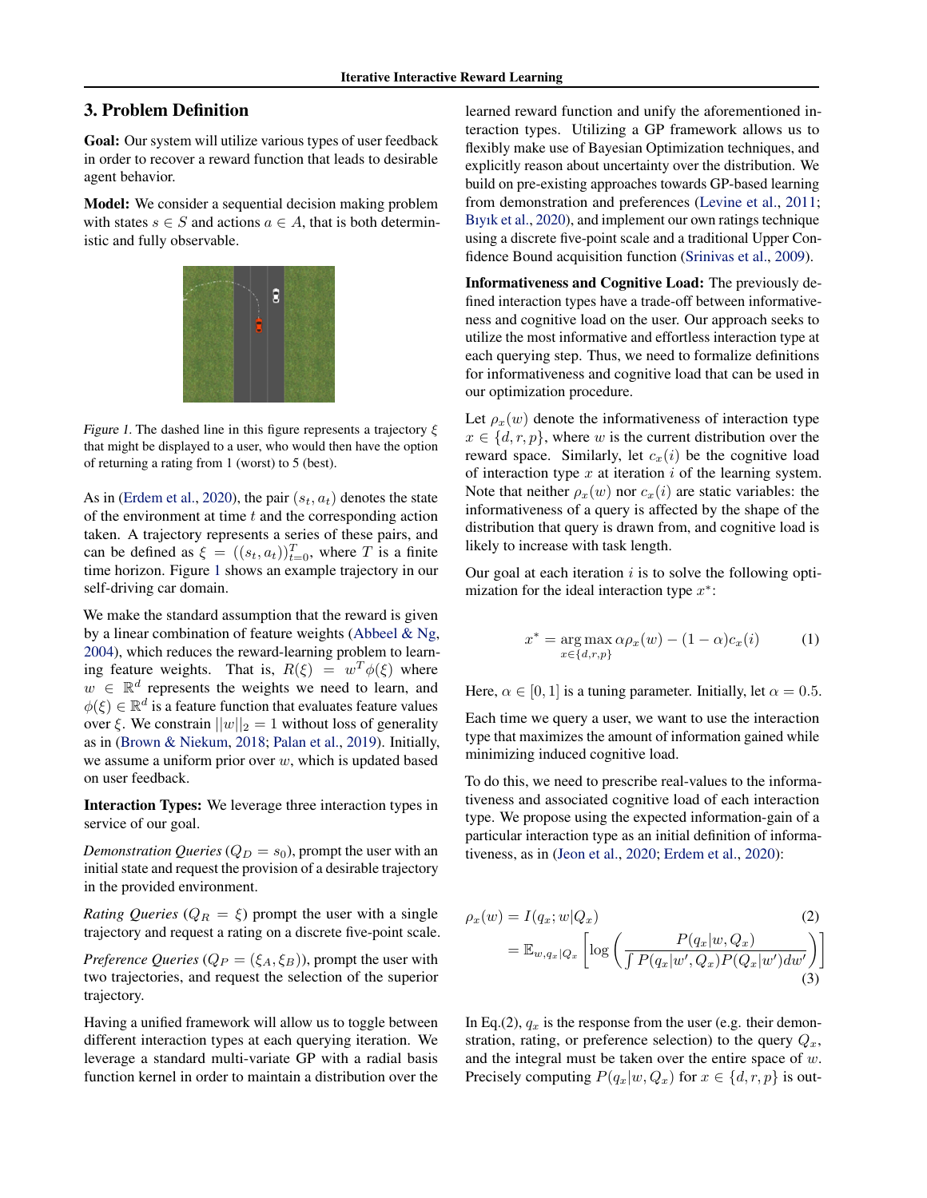## 3. Problem Definition

**Goal:** Our system will utilize various types of user feedback in order to recover a reward function that leads to desirable agent behavior.

**Model:** We consider a sequential decision making problem with states $s \in S$ and actions $a \in A$, that is both deterministic and fully observable.

*Figure 1.* The dashed line in this figure represents a trajectory $\xi$ that might be displayed to a user, who would then have the option of returning a rating from 1 (worst) to 5 (best).

As in (Erdem et al., 2020), the pair $(s_t, a_t)$ denotes the state of the environment at time $t$ and the corresponding action taken. A trajectory represents a series of these pairs, and can be defined as $\xi = ((s_t, a_t))_{t=0}^{T}$, where $T$ is a finite time horizon. Figure 1 shows an example trajectory in our self-driving car domain.

We make the standard assumption that the reward is given by a linear combination of feature weights (Abbeel & Ng, 2004), which reduces the reward-learning problem to learning feature weights. That is, $R(\xi) = w^T \phi(\xi)$ where $w \in \mathbb{R}^d$ represents the weights we need to learn, and $\phi(\xi) \in \mathbb{R}^d$ is a feature function that evaluates feature values over $\xi$. We constrain $||w||_2 = 1$ without loss of generality as in (Brown & Niekum, 2018; Palan et al., 2019). Initially, we assume a uniform prior over $w$, which is updated based on user feedback.

**Interaction Types:** We leverage three interaction types in service of our goal.

*Demonstration Queries* ($Q_D = s_0$), prompt the user with an initial state and request the provision of a desirable trajectory in the provided environment.

*Rating Queries* ($Q_R = \xi$) prompt the user with a single trajectory and request a rating on a discrete five-point scale.

*Preference Queries* ($Q_P = (\xi_A, \xi_B)$), prompt the user with two trajectories, and request the selection of the superior trajectory.

Having a unified framework will allow us to toggle between different interaction types at each querying iteration. We leverage a standard multi-variate GP with a radial basis function kernel in order to maintain a distribution over the learned reward function and unify the aforementioned interaction types. Utilizing a GP framework allows us to flexibly make use of Bayesian Optimization techniques, and explicitly reason about uncertainty over the distribution. We build on pre-existing approaches towards GP-based learning from demonstration and preferences (Levine et al., 2011; Bıyık et al., 2020), and implement our own ratings technique using a discrete five-point scale and a traditional Upper Confidence Bound acquisition function (Srinivas et al., 2009).

**Informativeness and Cognitive Load:** The previously defined interaction types have a trade-off between informativeness and cognitive load on the user. Our approach seeks to utilize the most informative and effortless interaction type at each querying step. Thus, we need to formalize definitions for informativeness and cognitive load that can be used in our optimization procedure.

Let $\rho_x(w)$ denote the informativeness of interaction type $x \in \{d, r, p\}$, where $w$ is the current distribution over the reward space. Similarly, let $c_x(i)$ be the cognitive load of interaction type $x$ at iteration $i$ of the learning system. Note that neither $\rho_x(w)$ nor $c_x(i)$ are static variables: the informativeness of a query is affected by the shape of the distribution that query is drawn from, and cognitive load is likely to increase with task length.

Our goal at each iteration $i$ is to solve the following optimization for the ideal interaction type $x^*$:

$$x^* = \underset{x \in \{d,r,p\}}{\arg\max}\, \alpha \rho_x(w) - (1 - \alpha) c_x(i) \tag{1}$$

Here, $\alpha \in [0, 1]$ is a tuning parameter. Initially, let $\alpha = 0.5$.

Each time we query a user, we want to use the interaction type that maximizes the amount of information gained while minimizing induced cognitive load.

To do this, we need to prescribe real-values to the informativeness and associated cognitive load of each interaction type. We propose using the expected information-gain of a particular interaction type as an initial definition of informativeness, as in (Jeon et al., 2020; Erdem et al., 2020):

$$\rho_x(w) = I(q_x; w | Q_x) \tag{2}$$

$$= \mathbb{E}_{w, q_x | Q_x} \left[ \log \left( \frac{P(q_x | w, Q_x)}{\int P(q_x | w', Q_x) P(Q_x | w') dw'} \right) \right] \tag{3}$$

In Eq.(2), $q_x$ is the response from the user (e.g. their demonstration, rating, or preference selection) to the query $Q_x$, and the integral must be taken over the entire space of $w$. Precisely computing $P(q_x | w, Q_x)$ for $x \in \{d, r, p\}$ is out-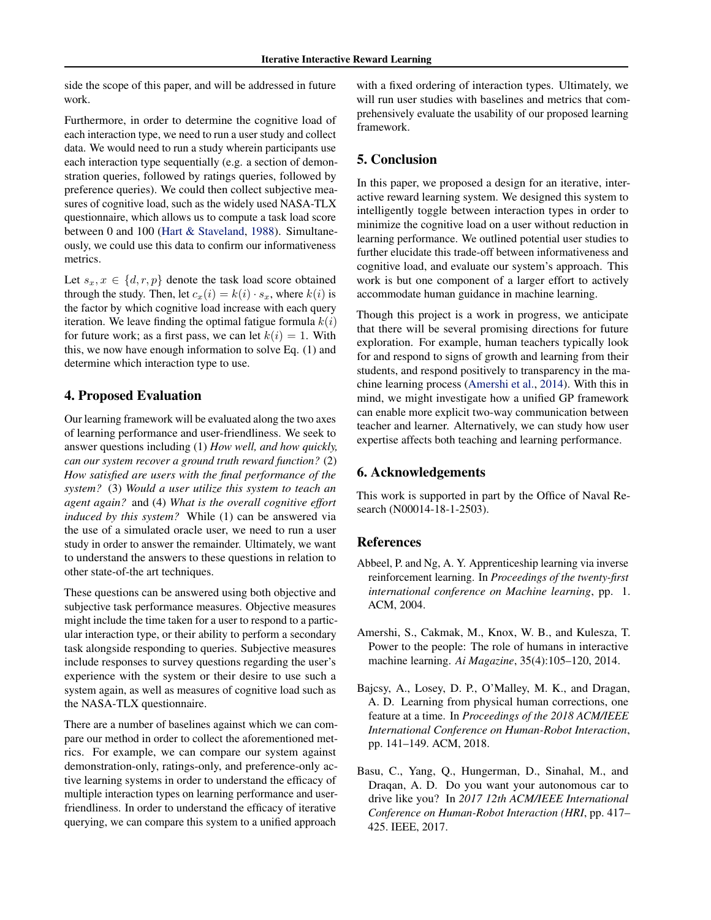side the scope of this paper, and will be addressed in future work.

Furthermore, in order to determine the cognitive load of each interaction type, we need to run a user study and collect data. We would need to run a study wherein participants use each interaction type sequentially (e.g. a section of demonstration queries, followed by ratings queries, followed by preference queries). We could then collect subjective measures of cognitive load, such as the widely used NASA-TLX questionnaire, which allows us to compute a task load score between 0 and 100 (Hart & Staveland, 1988). Simultaneously, we could use this data to confirm our informativeness metrics.

Let $s_x, x \in \{d, r, p\}$ denote the task load score obtained through the study. Then, let $c_x(i) = k(i) \cdot s_x$, where $k(i)$ is the factor by which cognitive load increase with each query iteration. We leave finding the optimal fatigue formula $k(i)$ for future work; as a first pass, we can let $k(i) = 1$. With this, we now have enough information to solve Eq. (1) and determine which interaction type to use.

## 4. Proposed Evaluation

Our learning framework will be evaluated along the two axes of learning performance and user-friendliness. We seek to answer questions including (1) *How well, and how quickly, can our system recover a ground truth reward function?* (2) *How satisfied are users with the final performance of the system?* (3) *Would a user utilize this system to teach an agent again?* and (4) *What is the overall cognitive effort induced by this system?* While (1) can be answered via the use of a simulated oracle user, we need to run a user study in order to answer the remainder. Ultimately, we want to understand the answers to these questions in relation to other state-of-the art techniques.

These questions can be answered using both objective and subjective task performance measures. Objective measures might include the time taken for a user to respond to a particular interaction type, or their ability to perform a secondary task alongside responding to queries. Subjective measures include responses to survey questions regarding the user's experience with the system or their desire to use such a system again, as well as measures of cognitive load such as the NASA-TLX questionnaire.

There are a number of baselines against which we can compare our method in order to collect the aforementioned metrics. For example, we can compare our system against demonstration-only, ratings-only, and preference-only active learning systems in order to understand the efficacy of multiple interaction types on learning performance and user-friendliness. In order to understand the efficacy of iterative querying, we can compare this system to a unified approach with a fixed ordering of interaction types. Ultimately, we will run user studies with baselines and metrics that comprehensively evaluate the usability of our proposed learning framework.

## 5. Conclusion

In this paper, we proposed a design for an iterative, interactive reward learning system. We designed this system to intelligently toggle between interaction types in order to minimize the cognitive load on a user without reduction in learning performance. We outlined potential user studies to further elucidate this trade-off between informativeness and cognitive load, and evaluate our system's approach. This work is but one component of a larger effort to actively accommodate human guidance in machine learning.

Though this project is a work in progress, we anticipate that there will be several promising directions for future exploration. For example, human teachers typically look for and respond to signs of growth and learning from their students, and respond positively to transparency in the machine learning process (Amershi et al., 2014). With this in mind, we might investigate how a unified GP framework can enable more explicit two-way communication between teacher and learner. Alternatively, we can study how user expertise affects both teaching and learning performance.

## 6. Acknowledgements

This work is supported in part by the Office of Naval Research (N00014-18-1-2503).

## References

Abbeel, P. and Ng, A. Y. Apprenticeship learning via inverse reinforcement learning. In *Proceedings of the twenty-first international conference on Machine learning*, pp. 1. ACM, 2004.

Amershi, S., Cakmak, M., Knox, W. B., and Kulesza, T. Power to the people: The role of humans in interactive machine learning. *Ai Magazine*, 35(4):105–120, 2014.

Bajcsy, A., Losey, D. P., O'Malley, M. K., and Dragan, A. D. Learning from physical human corrections, one feature at a time. In *Proceedings of the 2018 ACM/IEEE International Conference on Human-Robot Interaction*, pp. 141–149. ACM, 2018.

Basu, C., Yang, Q., Hungerman, D., Sinahal, M., and Draqan, A. D. Do you want your autonomous car to drive like you? In *2017 12th ACM/IEEE International Conference on Human-Robot Interaction (HRI*, pp. 417–425. IEEE, 2017.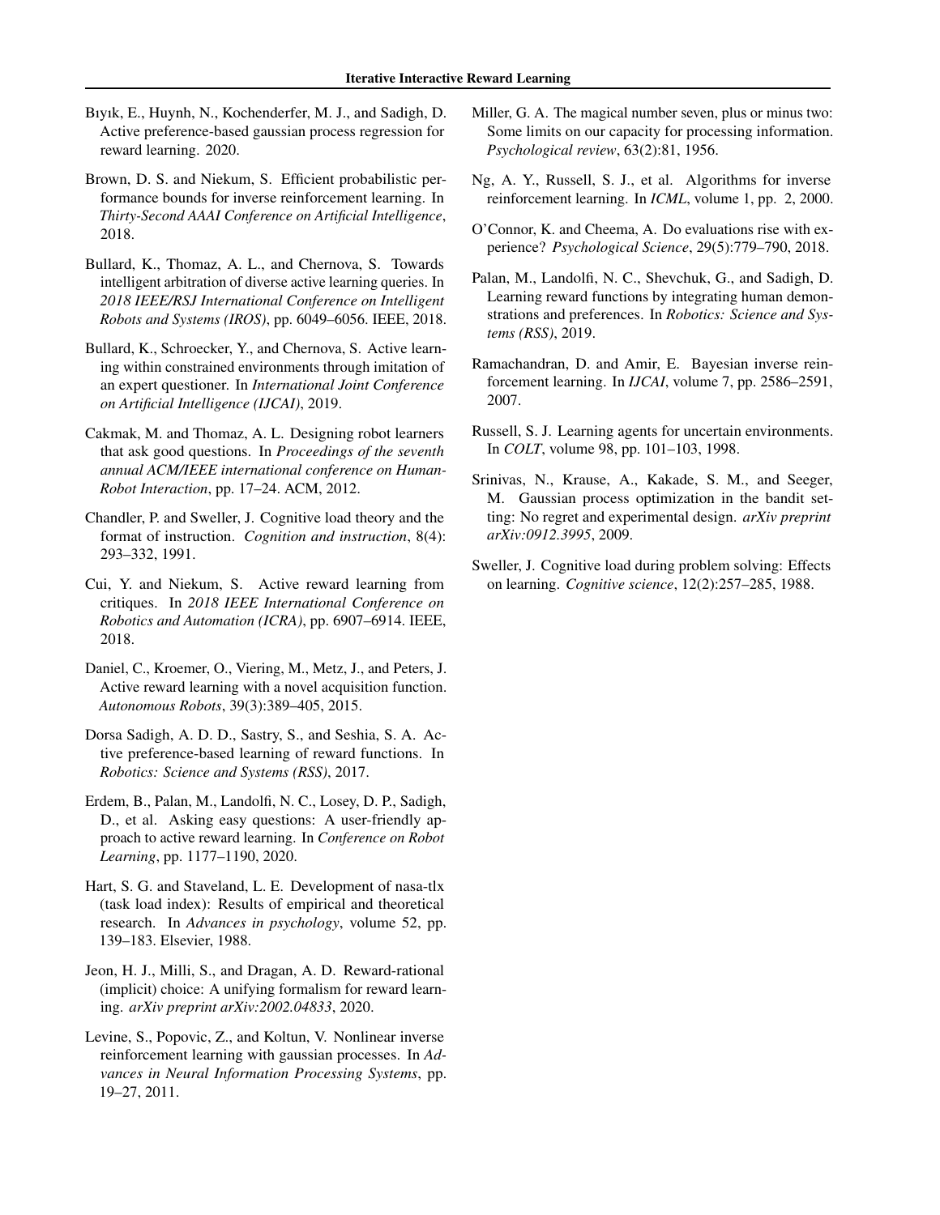Bıyık, E., Huynh, N., Kochenderfer, M. J., and Sadigh, D. Active preference-based gaussian process regression for reward learning. 2020.

Brown, D. S. and Niekum, S. Efficient probabilistic performance bounds for inverse reinforcement learning. In *Thirty-Second AAAI Conference on Artificial Intelligence*, 2018.

Bullard, K., Thomaz, A. L., and Chernova, S. Towards intelligent arbitration of diverse active learning queries. In *2018 IEEE/RSJ International Conference on Intelligent Robots and Systems (IROS)*, pp. 6049–6056. IEEE, 2018.

Bullard, K., Schroecker, Y., and Chernova, S. Active learning within constrained environments through imitation of an expert questioner. In *International Joint Conference on Artificial Intelligence (IJCAI)*, 2019.

Cakmak, M. and Thomaz, A. L. Designing robot learners that ask good questions. In *Proceedings of the seventh annual ACM/IEEE international conference on Human-Robot Interaction*, pp. 17–24. ACM, 2012.

Chandler, P. and Sweller, J. Cognitive load theory and the format of instruction. *Cognition and instruction*, 8(4): 293–332, 1991.

Cui, Y. and Niekum, S. Active reward learning from critiques. In *2018 IEEE International Conference on Robotics and Automation (ICRA)*, pp. 6907–6914. IEEE, 2018.

Daniel, C., Kroemer, O., Viering, M., Metz, J., and Peters, J. Active reward learning with a novel acquisition function. *Autonomous Robots*, 39(3):389–405, 2015.

Dorsa Sadigh, A. D. D., Sastry, S., and Seshia, S. A. Active preference-based learning of reward functions. In *Robotics: Science and Systems (RSS)*, 2017.

Erdem, B., Palan, M., Landolfi, N. C., Losey, D. P., Sadigh, D., et al. Asking easy questions: A user-friendly approach to active reward learning. In *Conference on Robot Learning*, pp. 1177–1190, 2020.

Hart, S. G. and Staveland, L. E. Development of nasa-tlx (task load index): Results of empirical and theoretical research. In *Advances in psychology*, volume 52, pp. 139–183. Elsevier, 1988.

Jeon, H. J., Milli, S., and Dragan, A. D. Reward-rational (implicit) choice: A unifying formalism for reward learning. *arXiv preprint arXiv:2002.04833*, 2020.

Levine, S., Popovic, Z., and Koltun, V. Nonlinear inverse reinforcement learning with gaussian processes. In *Advances in Neural Information Processing Systems*, pp. 19–27, 2011.

Miller, G. A. The magical number seven, plus or minus two: Some limits on our capacity for processing information. *Psychological review*, 63(2):81, 1956.

Ng, A. Y., Russell, S. J., et al. Algorithms for inverse reinforcement learning. In *ICML*, volume 1, pp. 2, 2000.

O'Connor, K. and Cheema, A. Do evaluations rise with experience? *Psychological Science*, 29(5):779–790, 2018.

Palan, M., Landolfi, N. C., Shevchuk, G., and Sadigh, D. Learning reward functions by integrating human demonstrations and preferences. In *Robotics: Science and Systems (RSS)*, 2019.

Ramachandran, D. and Amir, E. Bayesian inverse reinforcement learning. In *IJCAI*, volume 7, pp. 2586–2591, 2007.

Russell, S. J. Learning agents for uncertain environments. In *COLT*, volume 98, pp. 101–103, 1998.

Srinivas, N., Krause, A., Kakade, S. M., and Seeger, M. Gaussian process optimization in the bandit setting: No regret and experimental design. *arXiv preprint arXiv:0912.3995*, 2009.

Sweller, J. Cognitive load during problem solving: Effects on learning. *Cognitive science*, 12(2):257–285, 1988.